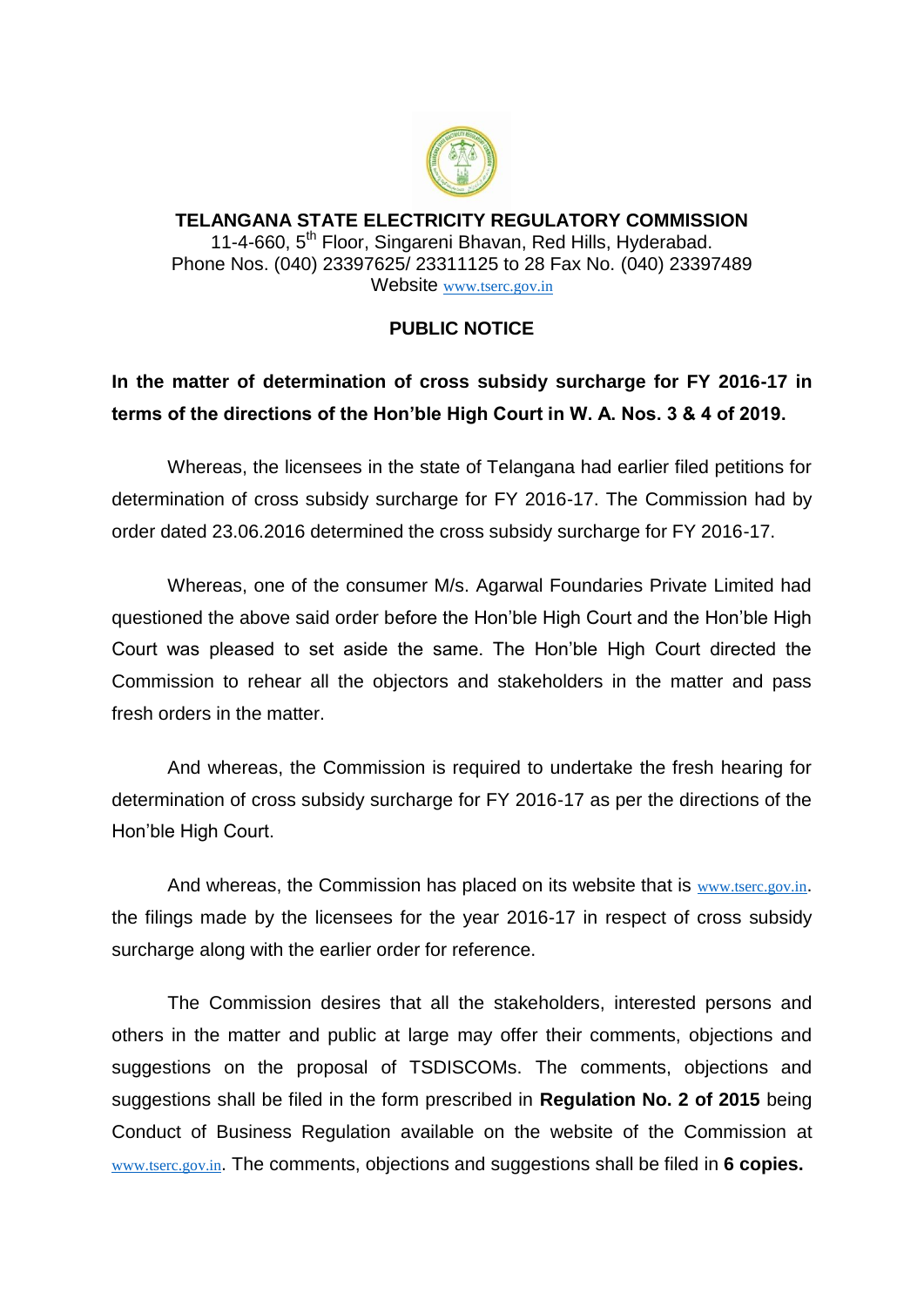# TELANGANA STATE ELECTRICITY REGULATORY COMMISSION

11-4-660, 5th Floor, Singareni Bhavan, Red Hills, Hyderabad.
Phone Nos. (040) 23397625/ 23311125 to 28 Fax No. (040) 23397489
Website www.tserc.gov.in

## PUBLIC NOTICE

**In the matter of determination of cross subsidy surcharge for FY 2016-17 in terms of the directions of the Hon'ble High Court in W. A. Nos. 3 & 4 of 2019.**

Whereas, the licensees in the state of Telangana had earlier filed petitions for determination of cross subsidy surcharge for FY 2016-17. The Commission had by order dated 23.06.2016 determined the cross subsidy surcharge for FY 2016-17.

Whereas, one of the consumer M/s. Agarwal Foundaries Private Limited had questioned the above said order before the Hon'ble High Court and the Hon'ble High Court was pleased to set aside the same. The Hon'ble High Court directed the Commission to rehear all the objectors and stakeholders in the matter and pass fresh orders in the matter.

And whereas, the Commission is required to undertake the fresh hearing for determination of cross subsidy surcharge for FY 2016-17 as per the directions of the Hon'ble High Court.

And whereas, the Commission has placed on its website that is www.tserc.gov.in. the filings made by the licensees for the year 2016-17 in respect of cross subsidy surcharge along with the earlier order for reference.

The Commission desires that all the stakeholders, interested persons and others in the matter and public at large may offer their comments, objections and suggestions on the proposal of TSDISCOMs. The comments, objections and suggestions shall be filed in the form prescribed in **Regulation No. 2 of 2015** being Conduct of Business Regulation available on the website of the Commission at www.tserc.gov.in. The comments, objections and suggestions shall be filed in **6 copies.**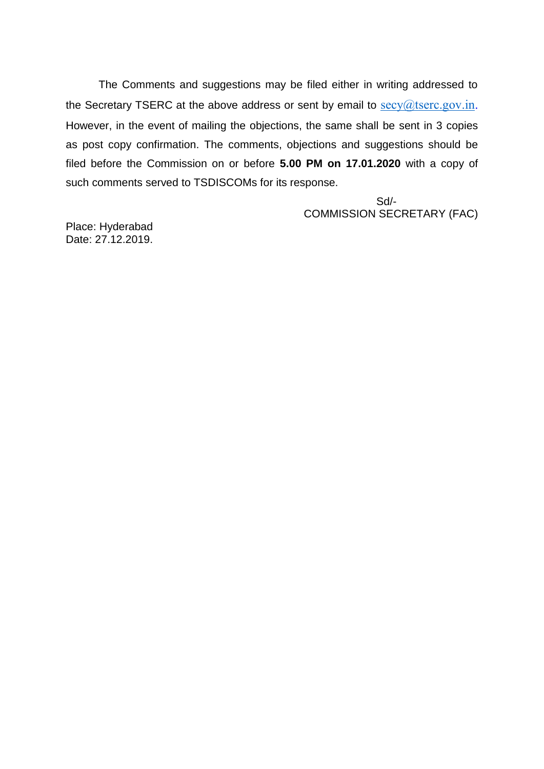The Comments and suggestions may be filed either in writing addressed to the Secretary TSERC at the above address or sent by email to secy@tserc.gov.in. However, in the event of mailing the objections, the same shall be sent in 3 copies as post copy confirmation. The comments, objections and suggestions should be filed before the Commission on or before **5.00 PM on 17.01.2020** with a copy of such comments served to TSDISCOMs for its response.

Sd/-
COMMISSION SECRETARY (FAC)

Place: Hyderabad
Date: 27.12.2019.